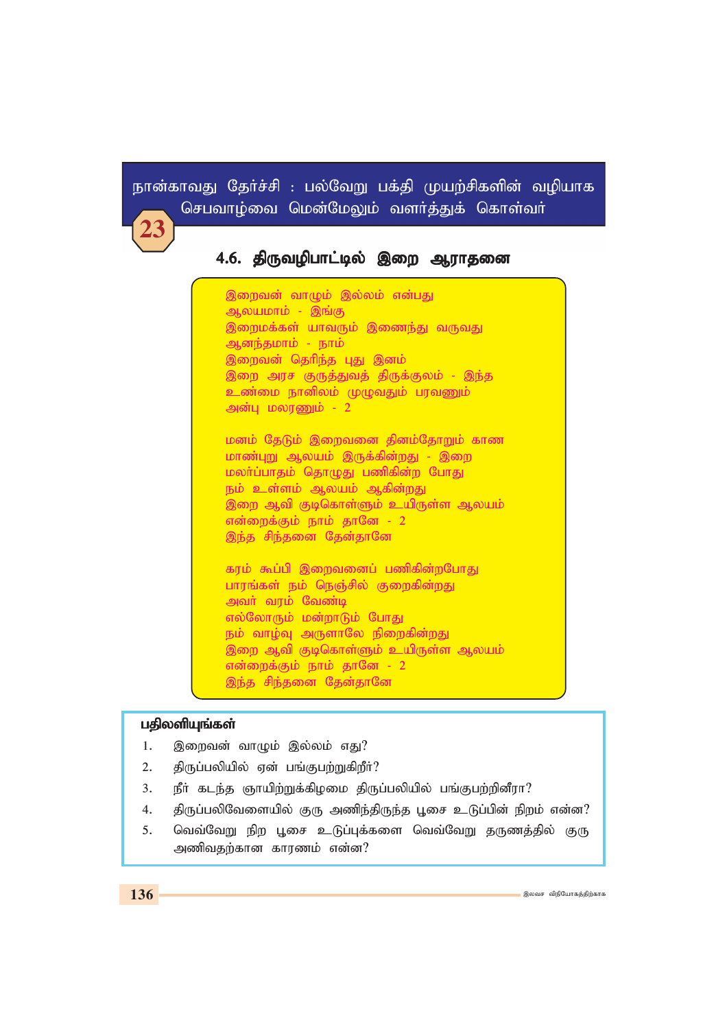நான்காவது தேர்ச்சி : பல்வேறு பக்தி முயற்சிகளின் வழியாக செபவாழ்வை மென்மேலும் வளர்த்துக் கொள்வர்

23

## 4.6. திருவழிபாட்டில் இறை ஆராதனை

இறைவன் வாழும் இல்லம் என்பது
ஆலயமாம் - இங்கு
இறைமக்கள் யாவரும் இணைந்து வருவது
ஆனந்தமாம் - நாம்
இறைவன் தெரிந்த புது இனம்
இறை அரச குருத்துவத் திருக்குலம் - இந்த
உண்மை நானிலம் முழுவதும் பரவணும்
அன்பு மலரணும் - 2

மனம் தேடும் இறைவனை தினம்தோறும் காண
மாண்புறு ஆலயம் இருக்கின்றது - இறை
மலர்ப்பாதம் தொழுது பணிகின்ற போது
நம் உள்ளம் ஆலயம் ஆகின்றது
இறை ஆவி குடிகொள்ளும் உயிருள்ள ஆலயம்
என்றைக்கும் நாம் தானே - 2
இந்த சிந்தனை தேன்தானே

கரம் கூப்பி இறைவனைப் பணிகின்றபோது
பாரங்கள் நம் நெஞ்சில் குறைகின்றது
அவர் வரம் வேண்டி
எல்லோரும் மன்றாடும் போது
நம் வாழ்வு அருளாலே நிறைகின்றது
இறை ஆவி குடிகொள்ளும் உயிருள்ள ஆலயம்
என்றைக்கும் நாம் தானே - 2
இந்த சிந்தனை தேன்தானே

**பதிலளியுங்கள்**

1. இறைவன் வாழும் இல்லம் எது?
2. திருப்பலியில் ஏன் பங்குபற்றுகிறீர்?
3. நீர் கடந்த ஞாயிற்றுக்கிழமை திருப்பலியில் பங்குபற்றினீரா?
4. திருப்பலிவேளையில் குரு அணிந்திருந்த பூசை உடுப்பின் நிறம் என்ன?
5. வெவ்வேறு நிற பூசை உடுப்புக்களை வெவ்வேறு தருணத்தில் குரு அணிவதற்கான காரணம் என்ன?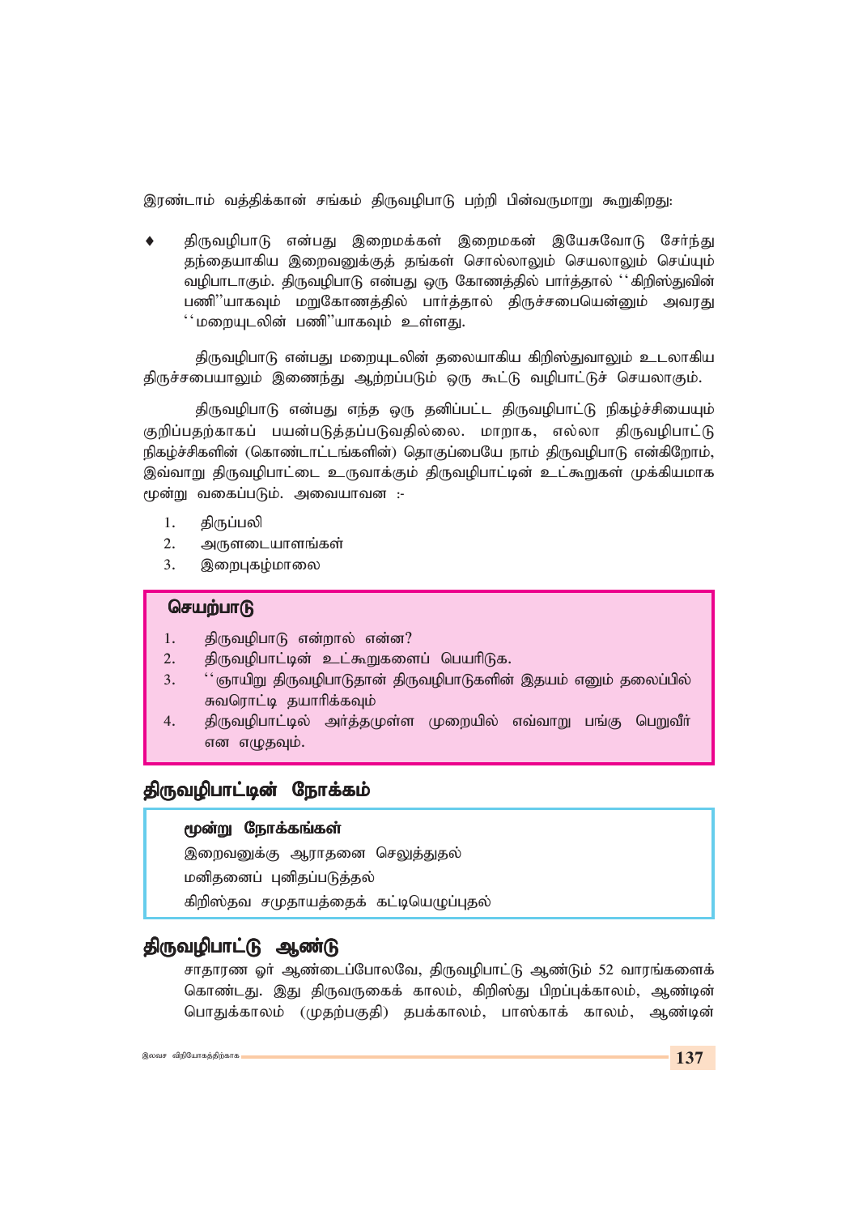இரண்டாம் வத்திக்கான் சங்கம் திருவழிபாடு பற்றி பின்வருமாறு கூறுகிறது:

- திருவழிபாடு என்பது இறைமக்கள் இறைமகன் இயேசுவோடு சேர்ந்து தந்தையாகிய இறைவனுக்குத் தங்கள் சொல்லாலும் செயலாலும் செய்யும் வழிபாடாகும். திருவழிபாடு என்பது ஒரு கோணத்தில் பார்த்தால் ''கிறிஸ்துவின் பணி''யாகவும் மறுகோணத்தில் பார்த்தால் திருச்சபையென்னும் அவரது ''மறையுடலின் பணி''யாகவும் உள்ளது.

திருவழிபாடு என்பது மறையுடலின் தலையாகிய கிறிஸ்துவாலும் உடலாகிய திருச்சபையாலும் இணைந்து ஆற்றப்படும் ஒரு கூட்டு வழிபாட்டுச் செயலாகும்.

திருவழிபாடு என்பது எந்த ஒரு தனிப்பட்ட திருவழிபாட்டு நிகழ்ச்சியையும் குறிப்பதற்காகப் பயன்படுத்தப்படுவதில்லை. மாறாக, எல்லா திருவழிபாட்டு நிகழ்ச்சிகளின் (கொண்டாட்டங்களின்) தொகுப்பையே நாம் திருவழிபாடு என்கிறோம், இவ்வாறு திருவழிபாட்டை உருவாக்கும் திருவழிபாட்டின் உட்கூறுகள் முக்கியமாக மூன்று வகைப்படும். அவையாவன :-

1. திருப்பலி
2. அருளடையாளங்கள்
3. இறைபுகழ்மாலை

**செயற்பாடு**

1. திருவழிபாடு என்றால் என்ன?
2. திருவழிபாட்டின் உட்கூறுகளைப் பெயரிடுக.
3. ''ஞாயிறு திருவழிபாடுதான் திருவழிபாடுகளின் இதயம் எனும் தலைப்பில் சுவரொட்டி தயாரிக்கவும்
4. திருவழிபாட்டில் அர்த்தமுள்ள முறையில் எவ்வாறு பங்கு பெறுவீர் என எழுதவும்.

## திருவழிபாட்டின் நோக்கம்

**மூன்று நோக்கங்கள்**

இறைவனுக்கு ஆராதனை செலுத்துதல்

மனிதனைப் புனிதப்படுத்தல்

கிறிஸ்தவ சமுதாயத்தைக் கட்டியெழுப்புதல்

## திருவழிபாட்டு ஆண்டு

சாதாரண ஓர் ஆண்டைப்போலவே, திருவழிபாட்டு ஆண்டும் 52 வாரங்களைக் கொண்டது. இது திருவருகைக் காலம், கிறிஸ்து பிறப்புக்காலம், ஆண்டின் பொதுக்காலம் (முதற்பகுதி) தபக்காலம், பாஸ்காக் காலம், ஆண்டின்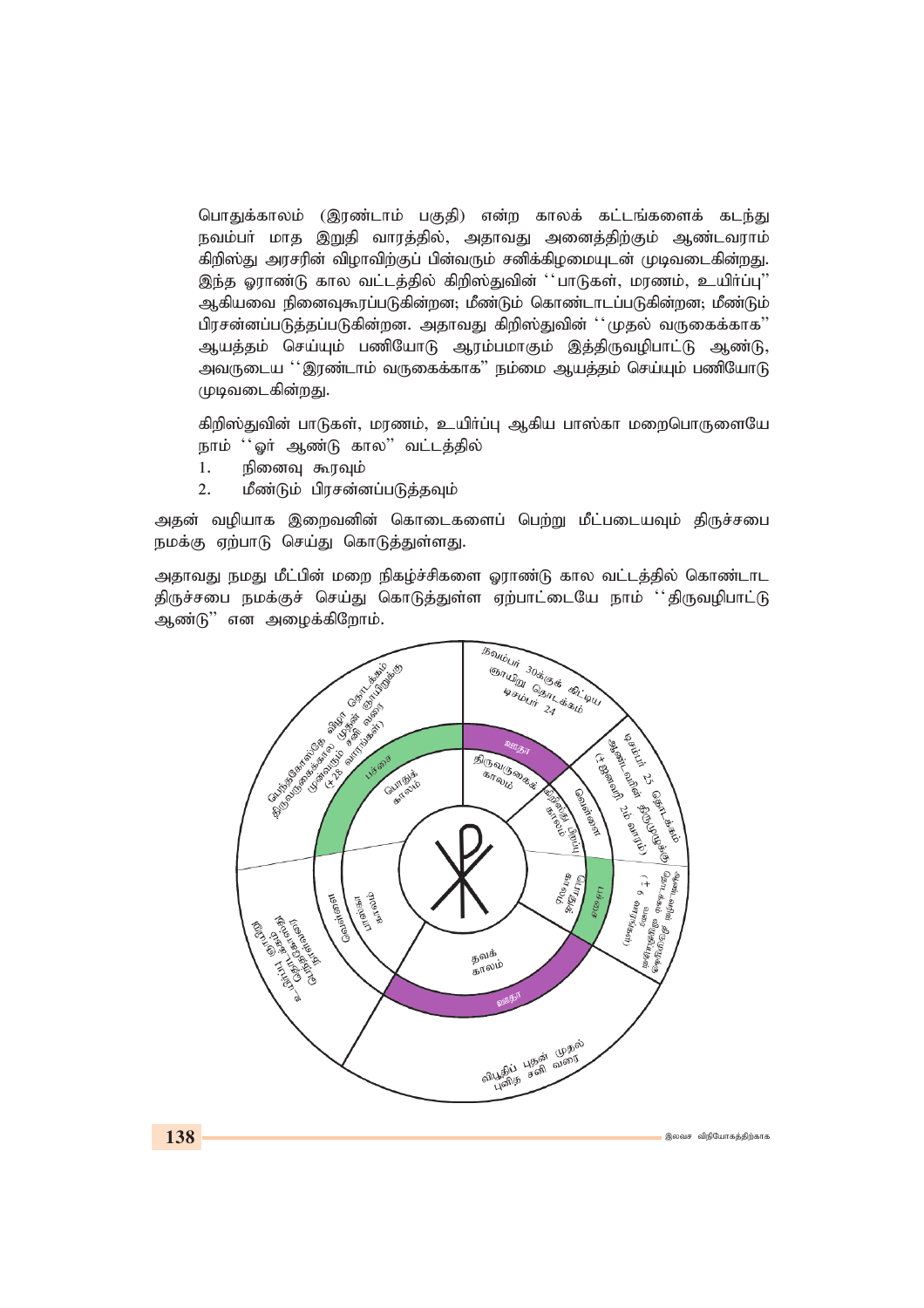பொதுக்காலம் (இரண்டாம் பகுதி) என்ற காலக் கட்டங்களைக் கடந்து நவம்பர் மாத இறுதி வாரத்தில், அதாவது அனைத்திற்கும் ஆண்டவராம் கிறிஸ்து அரசரின் விழாவிற்குப் பின்வரும் சனிக்கிழமையுடன் முடிவடைகின்றது. இந்த ஓராண்டு கால வட்டத்தில் கிறிஸ்துவின் ''பாடுகள், மரணம், உயிர்ப்பு'' ஆகியவை நினைவுகூரப்படுகின்றன; மீண்டும் கொண்டாடப்படுகின்றன; மீண்டும் பிரசன்னப்படுத்தப்படுகின்றன. அதாவது கிறிஸ்துவின் ''முதல் வருகைக்காக'' ஆயத்தம் செய்யும் பணியோடு ஆரம்பமாகும் இத்திருவழிபாட்டு ஆண்டு, அவருடைய ''இரண்டாம் வருகைக்காக'' நம்மை ஆயத்தம் செய்யும் பணியோடு முடிவடைகின்றது.

கிறிஸ்துவின் பாடுகள், மரணம், உயிர்ப்பு ஆகிய பாஸ்கா மறைபொருளையே நாம் ''ஓர் ஆண்டு கால'' வட்டத்தில்

1. நினைவு கூரவும்
2. மீண்டும் பிரசன்னப்படுத்தவும்

அதன் வழியாக இறைவனின் கொடைகளைப் பெற்று மீட்படையவும் திருச்சபை நமக்கு ஏற்பாடு செய்து கொடுத்துள்ளது.

அதாவது நமது மீட்பின் மறை நிகழ்ச்சிகளை ஓராண்டு கால வட்டத்தில் கொண்டாட திருச்சபை நமக்குச் செய்து கொடுத்துள்ள ஏற்பாட்டையே நாம் ''திருவழிபாட்டு ஆண்டு'' என அழைக்கிறோம்.

நவம்பர் 30க்குக் கிட்டிய ஞாயிறு தொடக்கம் டிசம்பர் 24

திருவருகைக் காலம் – ஊதா

டிசம்பர் 25 தொடக்கம் ஆண்டவரின் திருமுழுக்கு (+ ஜனவரி 2ம் வாரம்)

கிறிஸ்து பிறப்பு காலம் – வெள்ளை

ஆண்டவரின் திருமுழுக்கு தொடக்கம் விபூதிப் புதன் வரை (+ 6 வாரங்கள்)

பொதுக் காலம் – பச்சை

விபூதிப் புதன் முதல் புனித சனி வரை

தவக் காலம் – ஊதா

உயிர்ப்பு ஞாயிறு தொடக்கம் பெந்தகோஸ்தே ஞாயிறு வரை

பாஸ்கா காலம் – வெள்ளை

பெந்தகோஸ்தே விழா தொடக்கம் திருவருகைக்கால முதல் ஞாயிறுக்கு முன்வரும் சனி வரை (+ 28 வாரங்கள்)

பொதுக் காலம் – பச்சை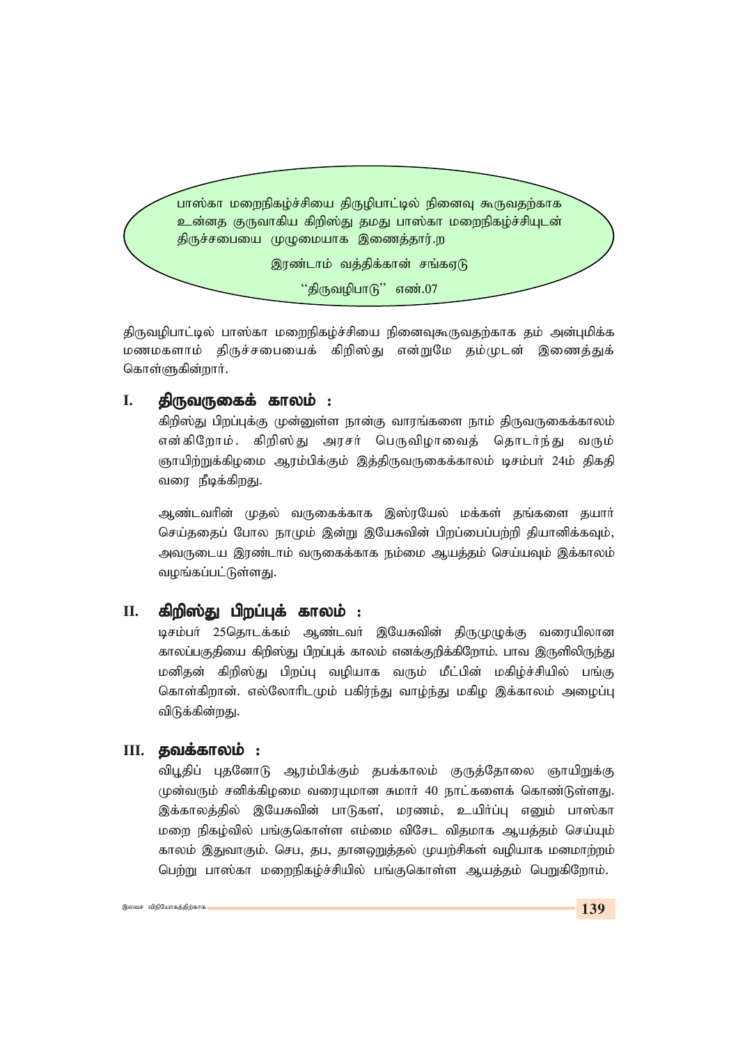> பாஸ்கா மறைநிகழ்ச்சியை திருழிபாட்டில் நினைவு கூருவதற்காக உன்னத குருவாகிய கிறிஸ்து தமது பாஸ்கா மறைநிகழ்ச்சியுடன் திருச்சபையை முழுமையாக இணைத்தார்.ற
>
> இரண்டாம் வத்திக்கான் சங்கஏடு
>
> "திருவழிபாடு" எண்.07

திருவழிபாட்டில் பாஸ்கா மறைநிகழ்ச்சியை நினைவுகூருவதற்காக தம் அன்புமிக்க மணமகளாம் திருச்சபையைக் கிறிஸ்து என்றுமே தம்முடன் இணைத்துக் கொள்ளுகின்றார்.

## I. திருவருகைக் காலம் :

கிறிஸ்து பிறப்புக்கு முன்னுள்ள நான்கு வாரங்களை நாம் திருவருகைக்காலம் என்கிறோம். கிறிஸ்து அரசர் பெருவிழாவைத் தொடர்ந்து வரும் ஞாயிற்றுக்கிழமை ஆரம்பிக்கும் இத்திருவருகைக்காலம் டிசம்பர் 24ம் திகதி வரை நீடிக்கிறது.

ஆண்டவரின் முதல் வருகைக்காக இஸ்ரயேல் மக்கள் தங்களை தயார் செய்ததைப் போல நாமும் இன்று இயேசுவின் பிறப்பைப்பற்றி தியானிக்கவும், அவருடைய இரண்டாம் வருகைக்காக நம்மை ஆயத்தம் செய்யவும் இக்காலம் வழங்கப்பட்டுள்ளது.

## II. கிறிஸ்து பிறப்புக் காலம் :

டிசம்பர் 25தொடக்கம் ஆண்டவர் இயேசுவின் திருமுழுக்கு வரையிலான காலப்பகுதியை கிறிஸ்து பிறப்புக் காலம் எனக்குறிக்கிறோம். பாவ இருளிலிருந்து மனிதன் கிறிஸ்து பிறப்பு வழியாக வரும் மீட்பின் மகிழ்ச்சியில் பங்கு கொள்கிறான். எல்லோரிடமும் பகிர்ந்து வாழ்ந்து மகிழ இக்காலம் அழைப்பு விடுக்கின்றது.

## III. தவக்காலம் :

விபூதிப் புதனோடு ஆரம்பிக்கும் தபக்காலம் குருத்தோலை ஞாயிறுக்கு முன்வரும் சனிக்கிழமை வரையுமான சுமார் 40 நாட்களைக் கொண்டுள்ளது. இக்காலத்தில் இயேசுவின் பாடுகள், மரணம், உயிர்ப்பு எனும் பாஸ்கா மறை நிகழ்வில் பங்குகொள்ள எம்மை விசேட விதமாக ஆயத்தம் செய்யும் காலம் இதுவாகும். செப, தப, தானஒறுத்தல் முயற்சிகள் வழியாக மனமாற்றம் பெற்று பாஸ்கா மறைநிகழ்ச்சியில் பங்குகொள்ள ஆயத்தம் பெறுகிறோம்.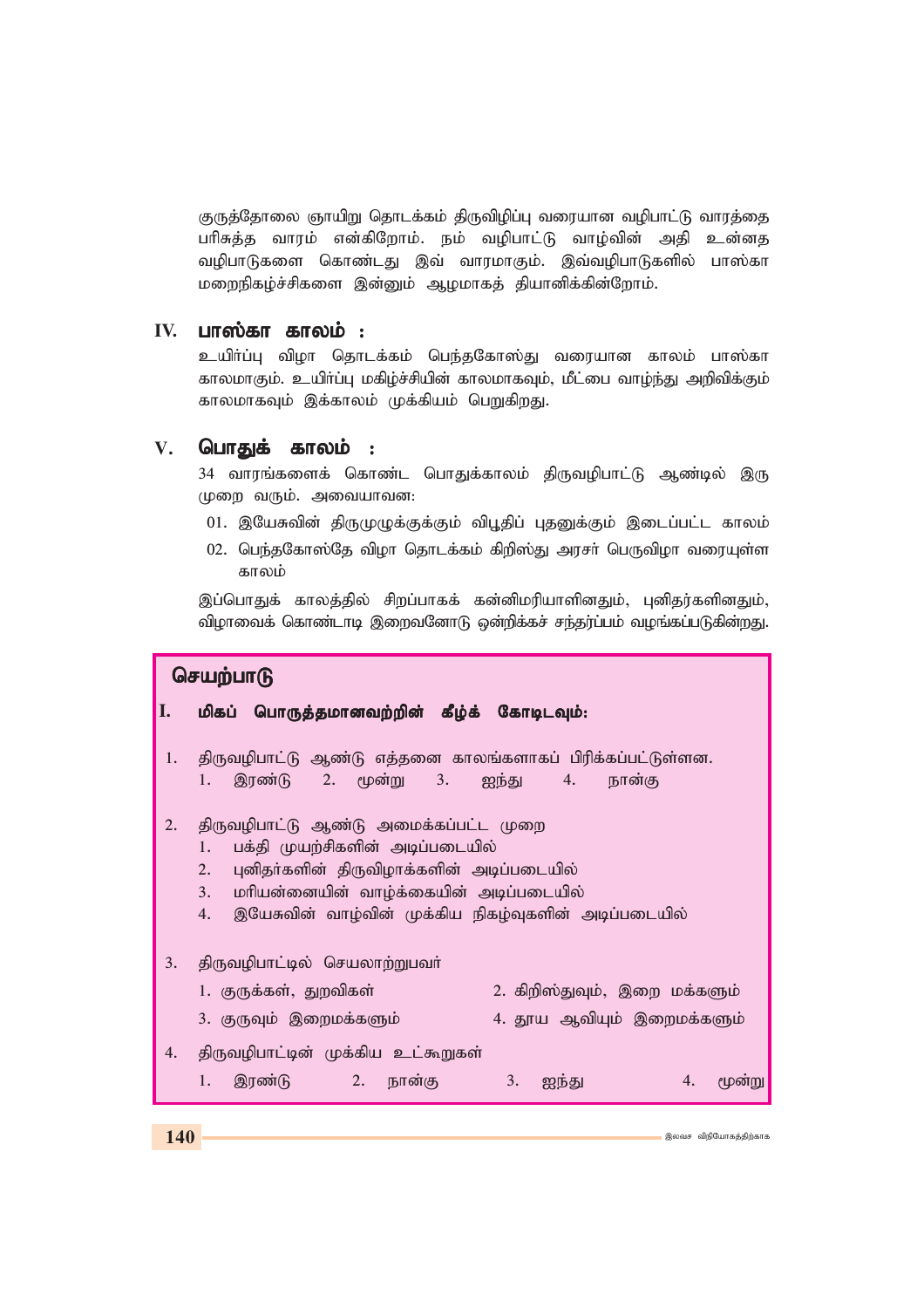குருத்தோலை ஞாயிறு தொடக்கம் திருவிழிப்பு வரையான வழிபாட்டு வாரத்தை பரிசுத்த வாரம் என்கிறோம். நம் வழிபாட்டு வாழ்வின் அதி உன்னத வழிபாடுகளை கொண்டது இவ் வாரமாகும். இவ்வழிபாடுகளில் பாஸ்கா மறைநிகழ்ச்சிகளை இன்னும் ஆழமாகத் தியானிக்கின்றோம்.

## IV. பாஸ்கா காலம் :

உயிர்ப்பு விழா தொடக்கம் பெந்தகோஸ்து வரையான காலம் பாஸ்கா காலமாகும். உயிர்ப்பு மகிழ்ச்சியின் காலமாகவும், மீட்பை வாழ்ந்து அறிவிக்கும் காலமாகவும் இக்காலம் முக்கியம் பெறுகிறது.

## V. பொதுக் காலம் :

34 வாரங்களைக் கொண்ட பொதுக்காலம் திருவழிபாட்டு ஆண்டில் இரு முறை வரும். அவையாவன:

01. இயேசுவின் திருமுழுக்குக்கும் விபூதிப் புதனுக்கும் இடைப்பட்ட காலம்
02. பெந்தகோஸ்தே விழா தொடக்கம் கிறிஸ்து அரசர் பெருவிழா வரையுள்ள காலம்

இப்பொதுக் காலத்தில் சிறப்பாகக் கன்னிமரியாளினதும், புனிதர்களினதும், விழாவைக் கொண்டாடி இறைவனோடு ஒன்றிக்கச் சந்தர்ப்பம் வழங்கப்படுகின்றது.

## செயற்பாடு

**I. மிகப் பொருத்தமானவற்றின் கீழ்க் கோடிடவும்:**

1. திருவழிபாட்டு ஆண்டு எத்தனை காலங்களாகப் பிரிக்கப்பட்டுள்ளன.
   1. இரண்டு 2. மூன்று 3. ஐந்து 4. நான்கு

2. திருவழிபாட்டு ஆண்டு அமைக்கப்பட்ட முறை
   1. பக்தி முயற்சிகளின் அடிப்படையில்
   2. புனிதர்களின் திருவிழாக்களின் அடிப்படையில்
   3. மரியன்னையின் வாழ்க்கையின் அடிப்படையில்
   4. இயேசுவின் வாழ்வின் முக்கிய நிகழ்வுகளின் அடிப்படையில்

3. திருவழிபாட்டில் செயலாற்றுபவர்
   1. குருக்கள், துறவிகள் 2. கிறிஸ்துவும், இறை மக்களும்
   3. குருவும் இறைமக்களும் 4. தூய ஆவியும் இறைமக்களும்

4. திருவழிபாட்டின் முக்கிய உட்கூறுகள்
   1. இரண்டு 2. நான்கு 3. ஐந்து 4. மூன்று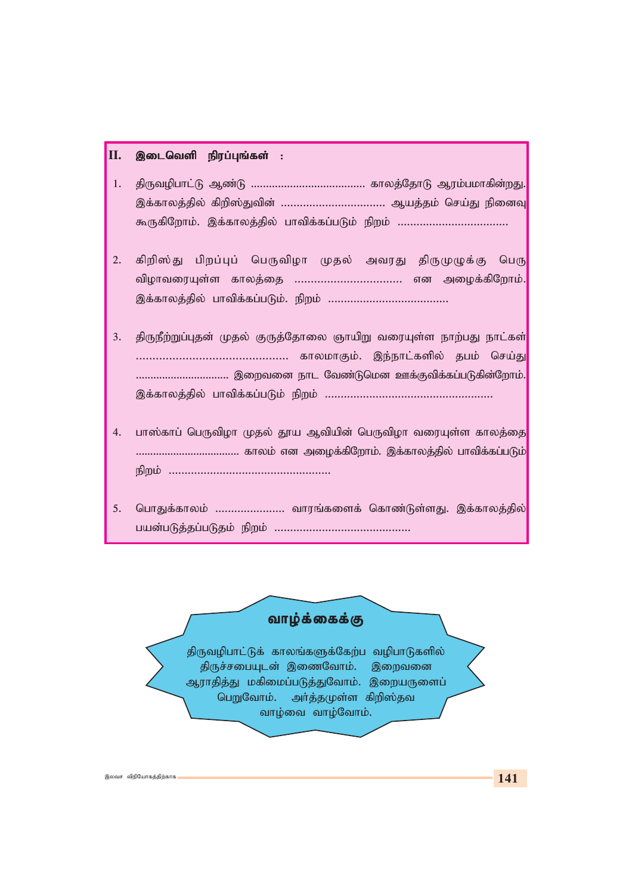## II. இடைவெளி நிரப்புங்கள் :

1. திருவழிபாட்டு ஆண்டு ..................................... காலத்தோடு ஆரம்பமாகின்றது. இக்காலத்தில் கிறிஸ்துவின் ................................. ஆயத்தம் செய்து நினைவு கூருகிறோம். இக்காலத்தில் பாவிக்கப்படும் நிறம் ..................................

2. கிறிஸ்து பிறப்புப் பெருவிழா முதல் அவரது திருமுழுக்கு பெரு விழாவரையுள்ள காலத்தை ................................. என அழைக்கிறோம். இக்காலத்தில் பாவிக்கப்படும். நிறம் .....................................

3. திருநீற்றுப்புதன் முதல் குருத்தோலை ஞாயிறு வரையுள்ள நாற்பது நாட்கள் ............................................. காலமாகும். இந்நாட்களில் தபம் செய்து ............................... இறைவனை நாட வேண்டுமென ஊக்குவிக்கப்படுகின்றோம். இக்காலத்தில் பாவிக்கப்படும் நிறம் ...................................................

4. பாஸ்காப் பெருவிழா முதல் தூய ஆவியின் பெருவிழா வரையுள்ள காலத்தை ................................... காலம் என அழைக்கிறோம். இக்காலத்தில் பாவிக்கப்படும் நிறம் ..................................................

5. பொதுக்காலம் ...................... வாரங்களைக் கொண்டுள்ளது. இக்காலத்தில் பயன்படுத்தப்படுதம் நிறம் ..........................................

**வாழ்க்கைக்கு**

திருவழிபாட்டுக் காலங்களுக்கேற்ப வழிபாடுகளில் திருச்சபையுடன் இணைவோம். இறைவனை ஆராதித்து மகிமைப்படுத்துவோம். இறையருளைப் பெறுவோம். அர்த்தமுள்ள கிறிஸ்தவ வாழ்வை வாழ்வோம்.